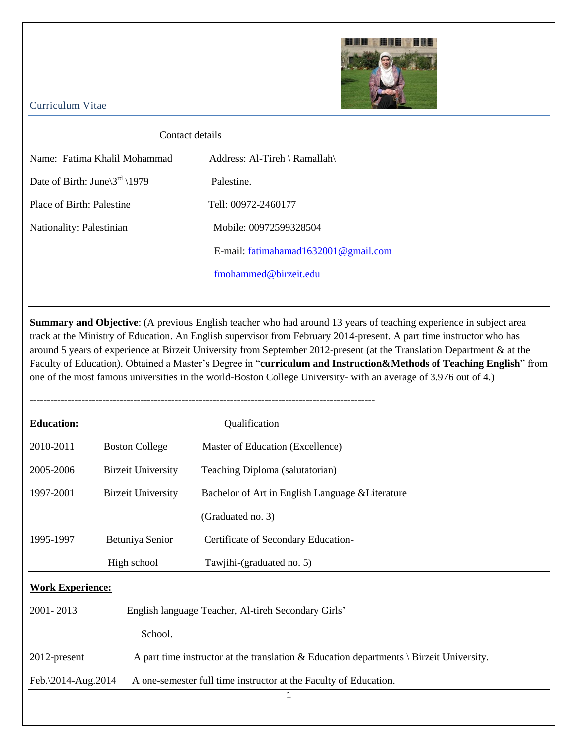Curriculum Vitae

Contact details

| | |
|---|---|
| Name: Fatima Khalil Mohammad | Address: Al-Tireh \ Ramallah\ Palestine. |
| Date of Birth: June\3rd \1979 | |
| Place of Birth: Palestine | Tell: 00972-2460177 |
| Nationality: Palestinian | Mobile: 00972599328504 |
| | E-mail: fatimahamad1632001@gmail.com |
| | fmohammed@birzeit.edu |

---

**Summary and Objective**: (A previous English teacher who had around 13 years of teaching experience in subject area track at the Ministry of Education. An English supervisor from February 2014-present. A part time instructor who has around 5 years of experience at Birzeit University from September 2012-present (at the Translation Department & at the Faculty of Education). Obtained a Master's Degree in "**curriculum and Instruction&Methods of Teaching English**" from one of the most famous universities in the world-Boston College University- with an average of 3.976 out of 4.)

----------------------------------------------------------------------------------------------------

**Education:**

| | | Qualification |
|---|---|---|
| 2010-2011 | Boston College | Master of Education (Excellence) |
| 2005-2006 | Birzeit University | Teaching Diploma (salutatorian) |
| 1997-2001 | Birzeit University | Bachelor of Art in English Language &Literature (Graduated no. 3) |
| 1995-1997 | Betuniya Senior High school | Certificate of Secondary Education-Tawjihi-(graduated no. 5) |

**Work Experience:**

| | |
|---|---|
| 2001- 2013 | English language Teacher, Al-tireh Secondary Girls' School. |
| 2012-present | A part time instructor at the translation & Education departments \ Birzeit University. |
| Feb.\2014-Aug.2014 | A one-semester full time instructor at the Faculty of Education. |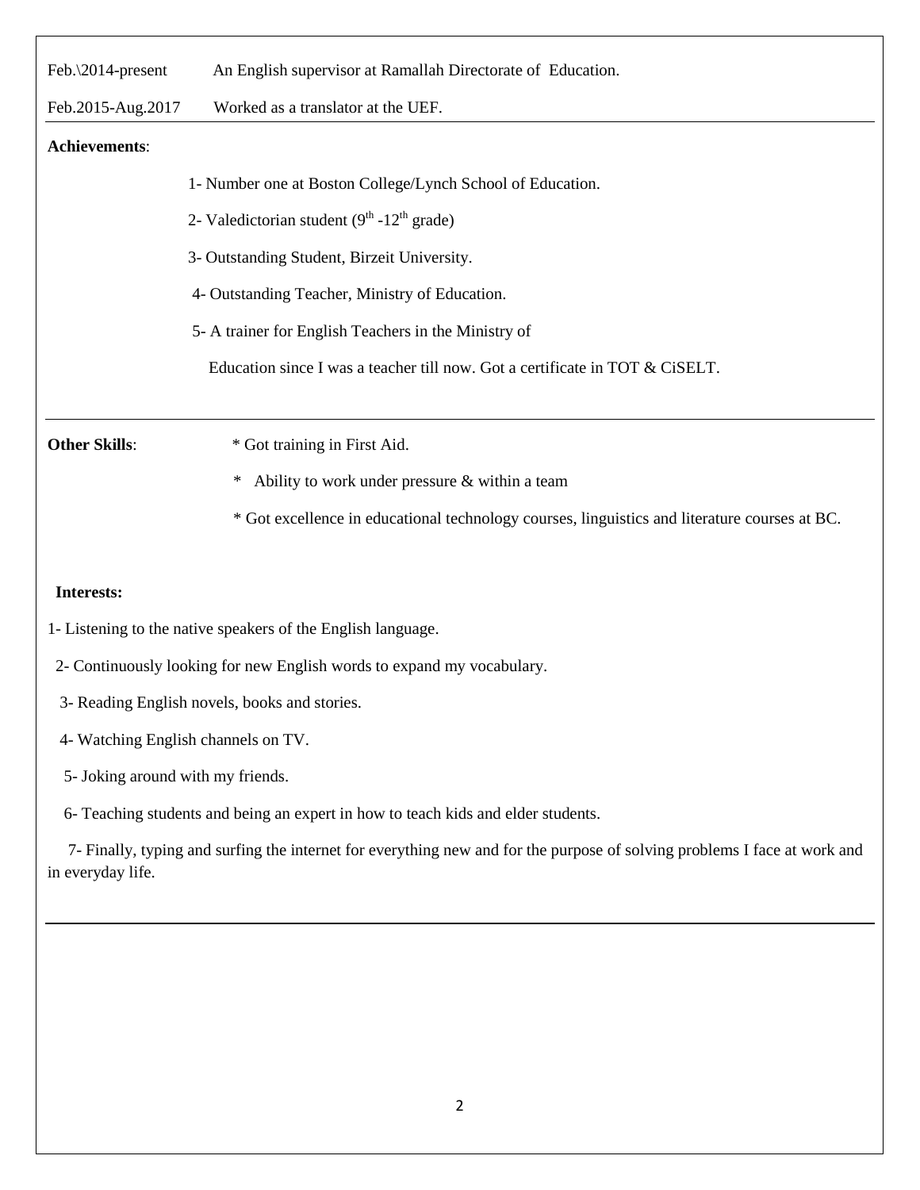Feb.\2014-present An English supervisor at Ramallah Directorate of Education.

Feb.2015-Aug.2017 Worked as a translator at the UEF.

**Achievements**:

1- Number one at Boston College/Lynch School of Education.

2- Valedictorian student ($9^{th}$ -$12^{th}$ grade)

3- Outstanding Student, Birzeit University.

4- Outstanding Teacher, Ministry of Education.

5- A trainer for English Teachers in the Ministry of Education since I was a teacher till now. Got a certificate in TOT & CiSELT.

**Other Skills**:

* Got training in First Aid.
* Ability to work under pressure & within a team
* Got excellence in educational technology courses, linguistics and literature courses at BC.

**Interests:**

1- Listening to the native speakers of the English language.

2- Continuously looking for new English words to expand my vocabulary.

3- Reading English novels, books and stories.

4- Watching English channels on TV.

5- Joking around with my friends.

6- Teaching students and being an expert in how to teach kids and elder students.

7- Finally, typing and surfing the internet for everything new and for the purpose of solving problems I face at work and in everyday life.